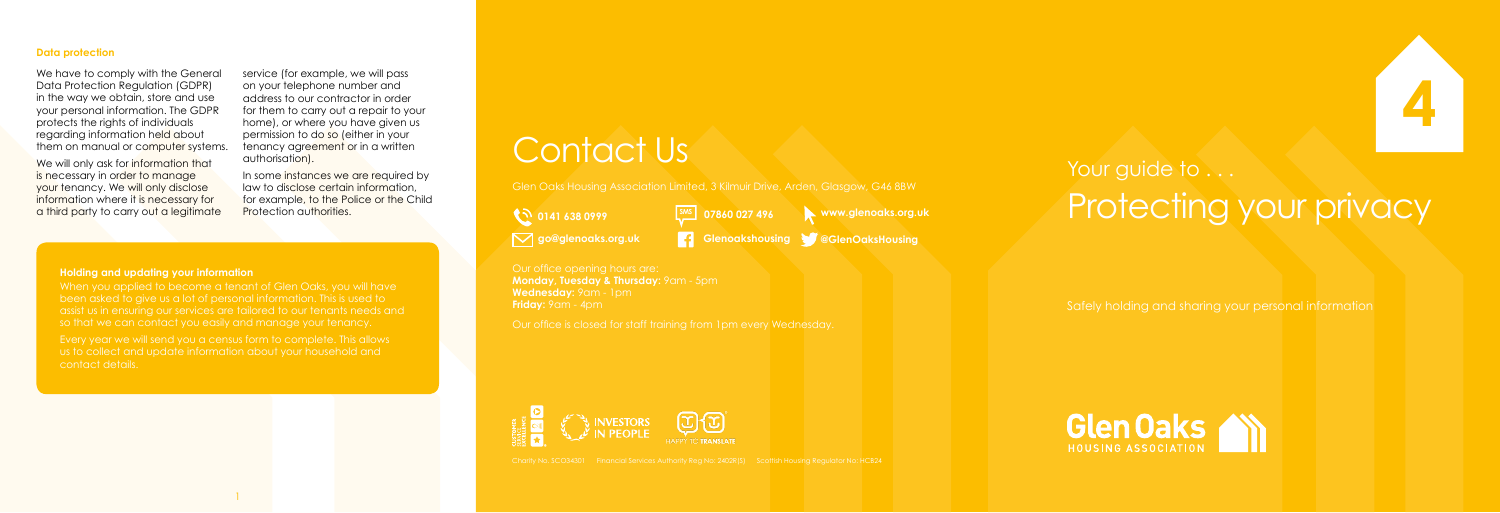**Data protection**

We have to comply with the General Data Protection Regulation (GDPR) in the way we obtain, store and use your personal information. The GDPR protects the rights of individuals regarding information held about them on manual or computer systems.

We will only ask for information that is necessary in order to manage your tenancy. We will only disclose information where it is necessary for a third party to carry out a legitimate service (for example, we will pass on your telephone number and address to our contractor in order for them to carry out a repair to your home), or where you have given us permission to do so (either in your tenancy agreement or in a written authorisation).

In some instances we are required by law to disclose certain information, for example, to the Police or the Child Protection authorities.

**Holding and updating your information**

When you applied to become a tenant of Glen Oaks, you will have been asked to give us a lot of personal information. This is used to assist us in ensuring our services are tailored to our tenants needs and so that we can contact you easily and manage your tenancy.

Every year we will send you a census form to complete. This allows us to collect and update information about your household and contact details.

# Contact Us

Glen Oaks Housing Association Limited, 3 Kilmuir Drive, Arden, Glasgow, G46 8BW

**0141 638 0999**
**07860 027 496**
**www.glenoaks.org.uk**
**go@glenoaks.org.uk**
**Glenoakshousing**
**@GlenOaksHousing**

Our office opening hours are:
**Monday, Tuesday & Thursday:** 9am - 5pm
**Wednesday:** 9am - 1pm
**Friday:** 9am - 4pm

Our office is closed for staff training from 1pm every Wednesday.

Charity No: SC034301 Financial Services Authority Reg No: 2402R(S) Scottish Housing Regulator No: HCB24

4

Your guide to . . .

# Protecting your privacy

Safely holding and sharing your personal information

Glen Oaks HOUSING ASSOCIATION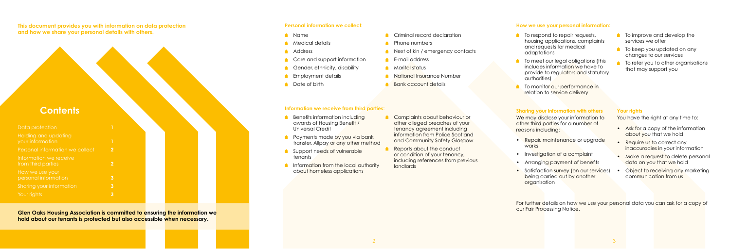**This document provides you with information on data protection and how we share your personal details with others.**

## Contents

| | |
|---|---|
| Data protection | 1 |
| Holding and updating your information | 1 |
| Personal information we collect | 2 |
| Information we receive from third parties | 2 |
| How we use your personal information | 3 |
| Sharing your information | 3 |
| Your rights | 3 |

**Glen Oaks Housing Association is committed to ensuring the information we hold about our tenants is protected but also accessible when necessary.**

### Personal information we collect:

- Name
- Medical details
- Address
- Care and support information
- Gender, ethnicity, disability
- Employment details
- Date of birth
- Criminal record declaration
- Phone numbers
- Next of kin / emergency contacts
- E-mail address
- Marital status
- National Insurance Number
- Bank account details

### Information we receive from third parties:

- Benefits information including awards of Housing Benefit / Universal Credit
- Payments made by you via bank transfer, Allpay or any other method
- Support needs of vulnerable tenants
- Information from the local authority about homeless applications
- Complaints about behaviour or other alleged breaches of your tenancy agreement including information from Police Scotland and Community Safety Glasgow
- Reports about the conduct or condition of your tenancy, including references from previous landlords

### How we use your personal information:

- To respond to repair requests, housing applications, complaints and requests for medical adaptations
- To meet our legal obligations (this includes information we have to provide to regulators and statutory authorities)
- To monitor our performance in relation to service delivery
- To improve and develop the services we offer
- To keep you updated on any changes to our services
- To refer you to other organisations that may support you

### Sharing your information with others

We may disclose your information to other third parties for a number of reasons including:

- Repair, maintenance or upgrade works
- Investigation of a complaint
- Arranging payment of benefits
- Satisfaction survey (on our services) being carried out by another organisation

### Your rights

You have the right at any time to:

- Ask for a copy of the information about you that we hold
- Require us to correct any inaccuracies in your information
- Make a request to delete personal data on you that we hold
- Object to receiving any marketing communication from us

For further details on how we use your personal data you can ask for a copy of our Fair Processing Notice.